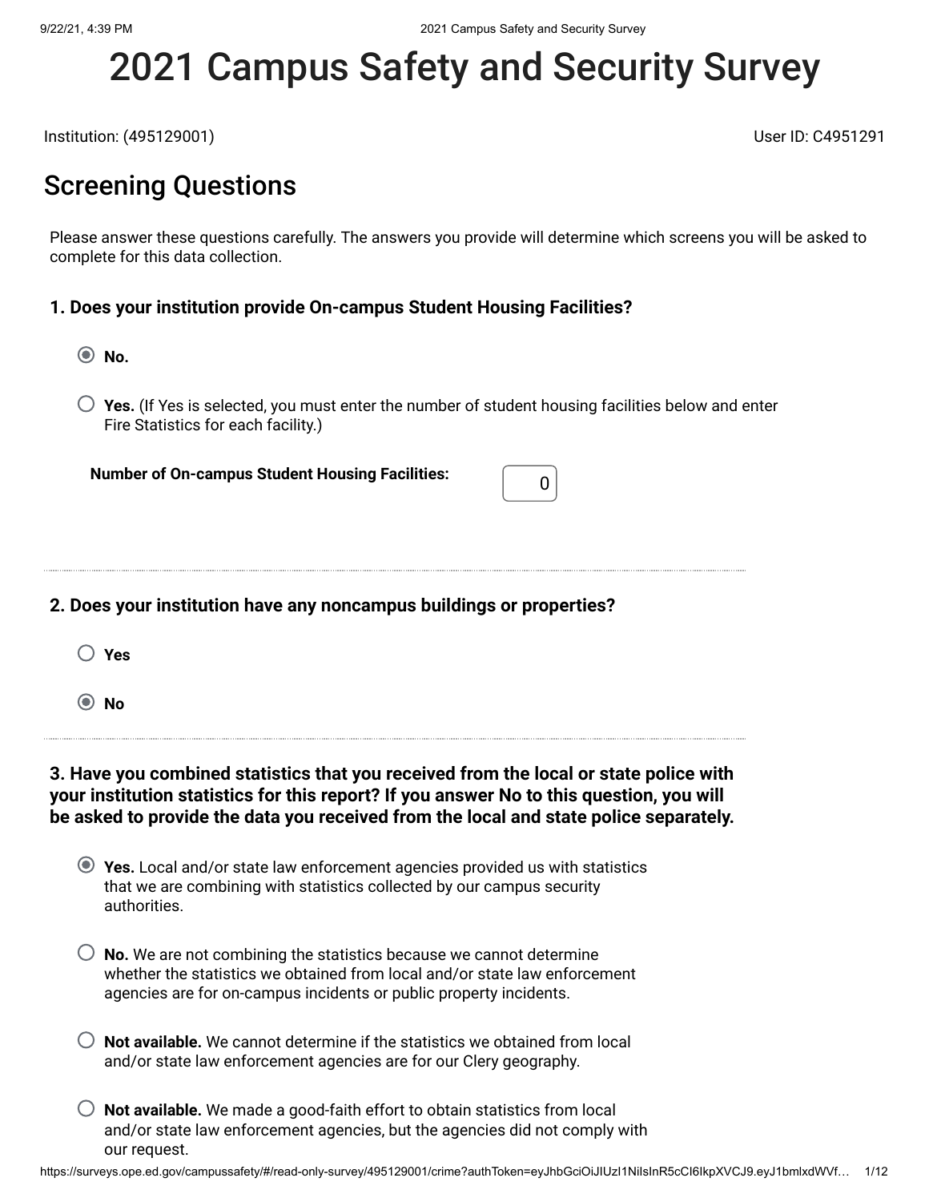# 2021 Campus Safety and Security Survey

Institution: (495129001)

User ID: C4951291

## Screening Questions

Please answer these questions carefully. The answers you provide will determine which screens you will be asked to complete for this data collection.

**1. Does your institution provide On-campus Student Housing Facilities?**

- (●) **No.**
- ( ) **Yes.** (If Yes is selected, you must enter the number of student housing facilities below and enter Fire Statistics for each facility.)

**Number of On-campus Student Housing Facilities:** 0

**2. Does your institution have any noncampus buildings or properties?**

- ( ) **Yes**
- (●) **No**

**3. Have you combined statistics that you received from the local or state police with your institution statistics for this report? If you answer No to this question, you will be asked to provide the data you received from the local and state police separately.**

- (●) **Yes.** Local and/or state law enforcement agencies provided us with statistics that we are combining with statistics collected by our campus security authorities.
- ( ) **No.** We are not combining the statistics because we cannot determine whether the statistics we obtained from local and/or state law enforcement agencies are for on-campus incidents or public property incidents.
- ( ) **Not available.** We cannot determine if the statistics we obtained from local and/or state law enforcement agencies are for our Clery geography.
- ( ) **Not available.** We made a good-faith effort to obtain statistics from local and/or state law enforcement agencies, but the agencies did not comply with our request.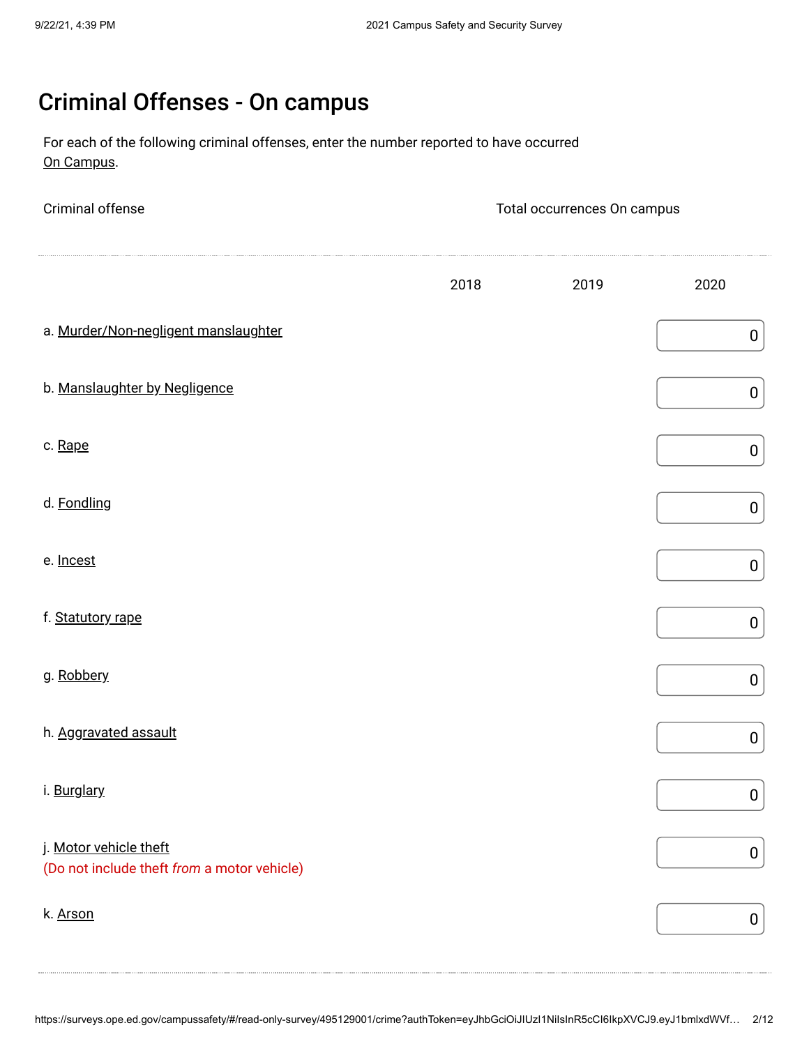# Criminal Offenses - On campus

For each of the following criminal offenses, enter the number reported to have occurred On Campus.

| Criminal offense | Total occurrences On campus | | |
|---|---|---|---|
| | 2018 | 2019 | 2020 |
| a. Murder/Non-negligent manslaughter | | | 0 |
| b. Manslaughter by Negligence | | | 0 |
| c. Rape | | | 0 |
| d. Fondling | | | 0 |
| e. Incest | | | 0 |
| f. Statutory rape | | | 0 |
| g. Robbery | | | 0 |
| h. Aggravated assault | | | 0 |
| i. Burglary | | | 0 |
| j. Motor vehicle theft (Do not include theft *from* a motor vehicle) | | | 0 |
| k. Arson | | | 0 |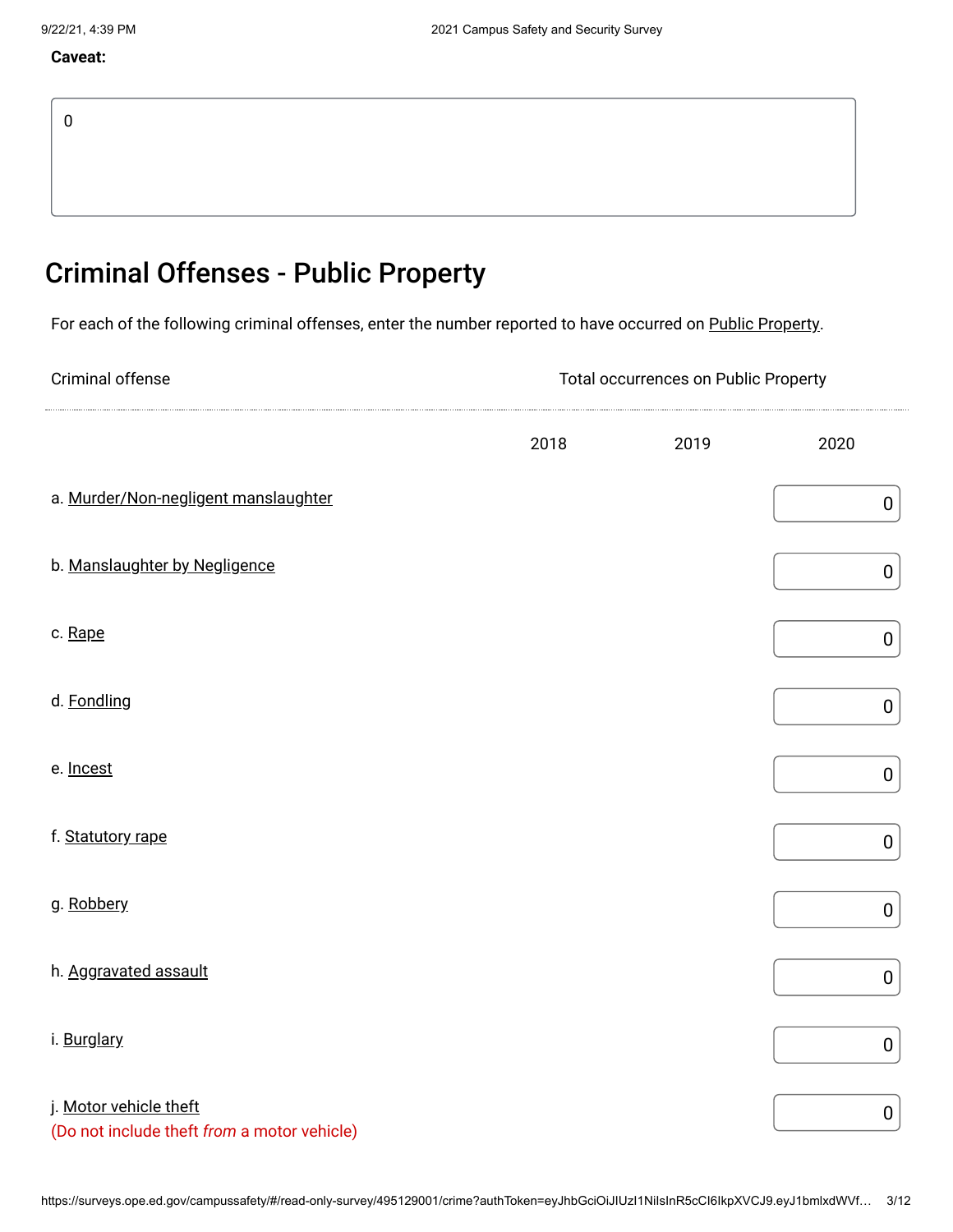**Caveat:**

0

## Criminal Offenses - Public Property

For each of the following criminal offenses, enter the number reported to have occurred on Public Property.

| Criminal offense | Total occurrences on Public Property | | |
|---|---|---|---|
| | 2018 | 2019 | 2020 |
| a. Murder/Non-negligent manslaughter | | | 0 |
| b. Manslaughter by Negligence | | | 0 |
| c. Rape | | | 0 |
| d. Fondling | | | 0 |
| e. Incest | | | 0 |
| f. Statutory rape | | | 0 |
| g. Robbery | | | 0 |
| h. Aggravated assault | | | 0 |
| i. Burglary | | | 0 |
| j. Motor vehicle theft (Do not include theft *from* a motor vehicle) | | | 0 |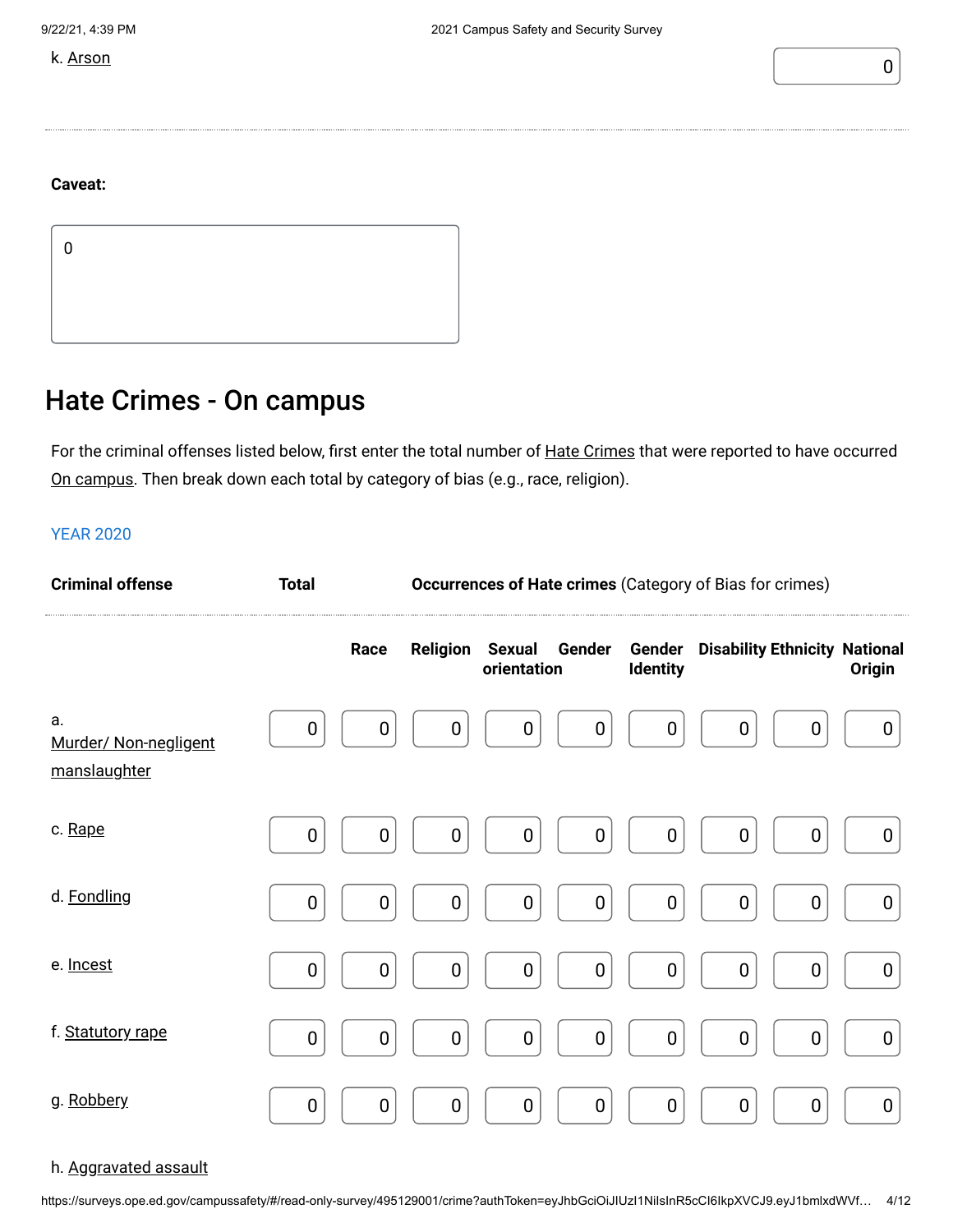k. Arson 0

---

**Caveat:**

0

## Hate Crimes - On campus

For the criminal offenses listed below, first enter the total number of Hate Crimes that were reported to have occurred On campus. Then break down each total by category of bias (e.g., race, religion).

YEAR 2020

| Criminal offense | Total | Race | Religion | Sexual orientation | Gender | Gender Identity | Disability | Ethnicity | National Origin |
|---|---|---|---|---|---|---|---|---|---|
| | | **Occurrences of Hate crimes** (Category of Bias for crimes) | | | | | | | |
| a. Murder/ Non-negligent manslaughter | 0 | 0 | 0 | 0 | 0 | 0 | 0 | 0 | 0 |
| c. Rape | 0 | 0 | 0 | 0 | 0 | 0 | 0 | 0 | 0 |
| d. Fondling | 0 | 0 | 0 | 0 | 0 | 0 | 0 | 0 | 0 |
| e. Incest | 0 | 0 | 0 | 0 | 0 | 0 | 0 | 0 | 0 |
| f. Statutory rape | 0 | 0 | 0 | 0 | 0 | 0 | 0 | 0 | 0 |
| g. Robbery | 0 | 0 | 0 | 0 | 0 | 0 | 0 | 0 | 0 |
| h. Aggravated assault | | | | | | | | | |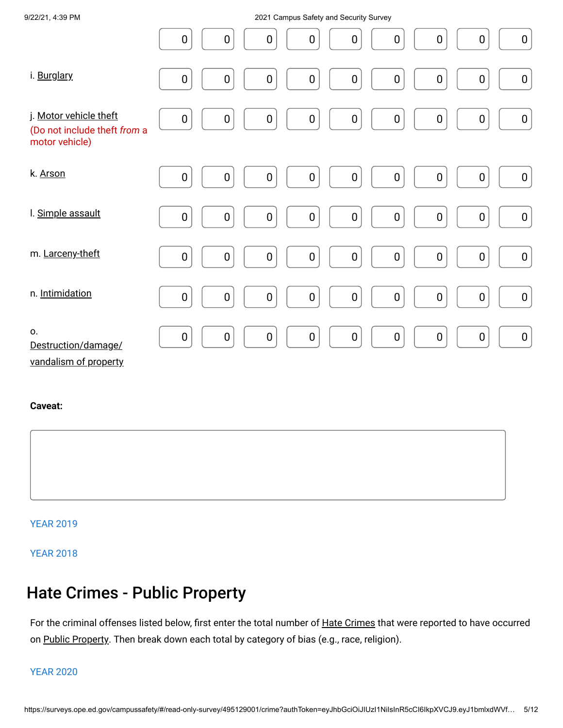| | | | | | | | | | |
|---|---|---|---|---|---|---|---|---|---|
| | 0 | 0 | 0 | 0 | 0 | 0 | 0 | 0 | 0 |
| i. Burglary | 0 | 0 | 0 | 0 | 0 | 0 | 0 | 0 | 0 |
| j. Motor vehicle theft (Do not include theft *from* a motor vehicle) | 0 | 0 | 0 | 0 | 0 | 0 | 0 | 0 | 0 |
| k. Arson | 0 | 0 | 0 | 0 | 0 | 0 | 0 | 0 | 0 |
| l. Simple assault | 0 | 0 | 0 | 0 | 0 | 0 | 0 | 0 | 0 |
| m. Larceny-theft | 0 | 0 | 0 | 0 | 0 | 0 | 0 | 0 | 0 |
| n. Intimidation | 0 | 0 | 0 | 0 | 0 | 0 | 0 | 0 | 0 |
| o. Destruction/damage/ vandalism of property | 0 | 0 | 0 | 0 | 0 | 0 | 0 | 0 | 0 |

**Caveat:**

YEAR 2019

YEAR 2018

## Hate Crimes - Public Property

For the criminal offenses listed below, first enter the total number of Hate Crimes that were reported to have occurred on Public Property. Then break down each total by category of bias (e.g., race, religion).

YEAR 2020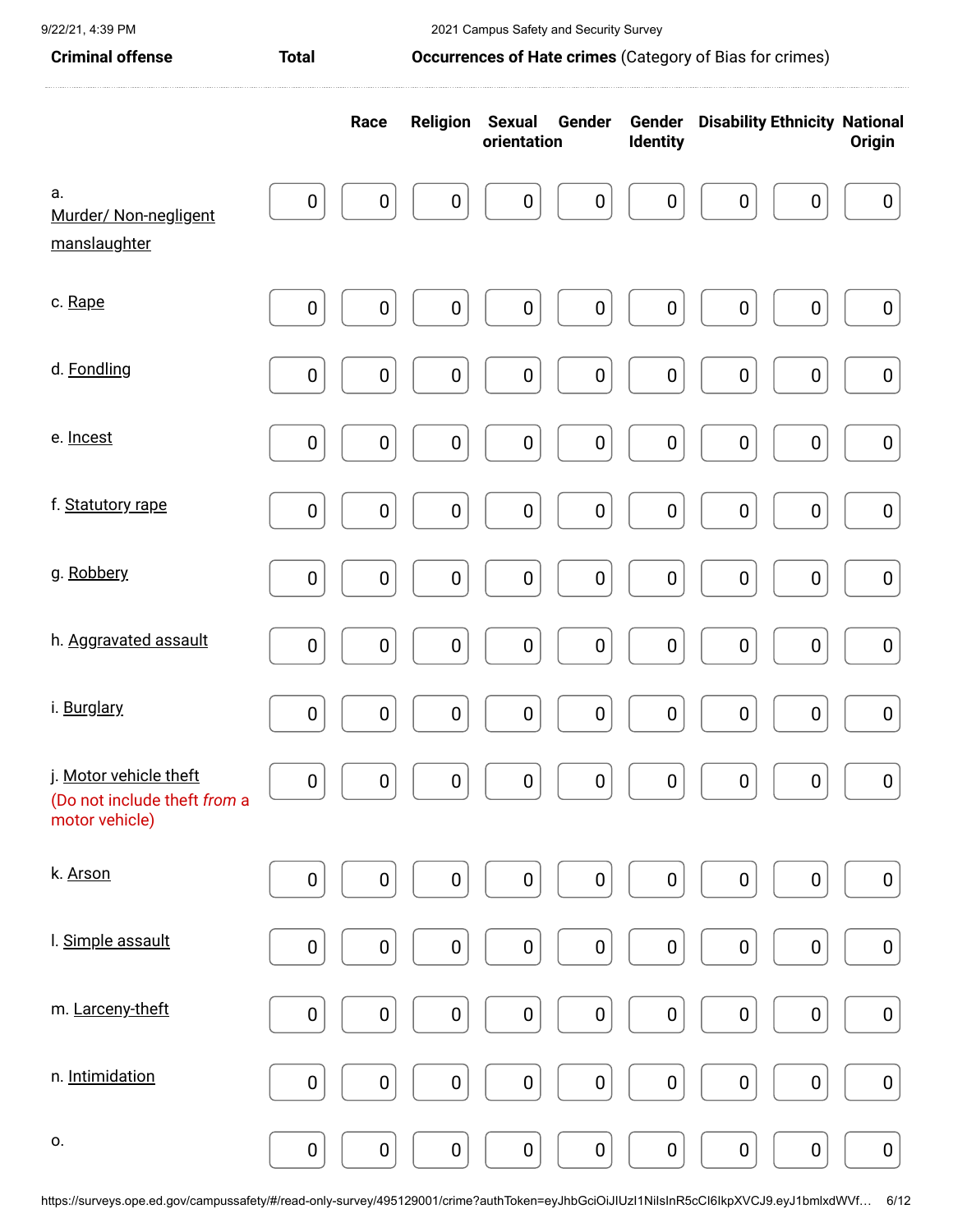| Criminal offense | Total | Occurrences of Hate crimes (Category of Bias for crimes) | | | | | | | |
|---|---|---|---|---|---|---|---|---|---|
| | | Race | Religion | Sexual orientation | Gender | Gender Identity | Disability | Ethnicity | National Origin |
| a. Murder/ Non-negligent manslaughter | 0 | 0 | 0 | 0 | 0 | 0 | 0 | 0 | 0 |
| c. Rape | 0 | 0 | 0 | 0 | 0 | 0 | 0 | 0 | 0 |
| d. Fondling | 0 | 0 | 0 | 0 | 0 | 0 | 0 | 0 | 0 |
| e. Incest | 0 | 0 | 0 | 0 | 0 | 0 | 0 | 0 | 0 |
| f. Statutory rape | 0 | 0 | 0 | 0 | 0 | 0 | 0 | 0 | 0 |
| g. Robbery | 0 | 0 | 0 | 0 | 0 | 0 | 0 | 0 | 0 |
| h. Aggravated assault | 0 | 0 | 0 | 0 | 0 | 0 | 0 | 0 | 0 |
| i. Burglary | 0 | 0 | 0 | 0 | 0 | 0 | 0 | 0 | 0 |
| j. Motor vehicle theft (Do not include theft *from* a motor vehicle) | 0 | 0 | 0 | 0 | 0 | 0 | 0 | 0 | 0 |
| k. Arson | 0 | 0 | 0 | 0 | 0 | 0 | 0 | 0 | 0 |
| l. Simple assault | 0 | 0 | 0 | 0 | 0 | 0 | 0 | 0 | 0 |
| m. Larceny-theft | 0 | 0 | 0 | 0 | 0 | 0 | 0 | 0 | 0 |
| n. Intimidation | 0 | 0 | 0 | 0 | 0 | 0 | 0 | 0 | 0 |
| o. | 0 | 0 | 0 | 0 | 0 | 0 | 0 | 0 | 0 |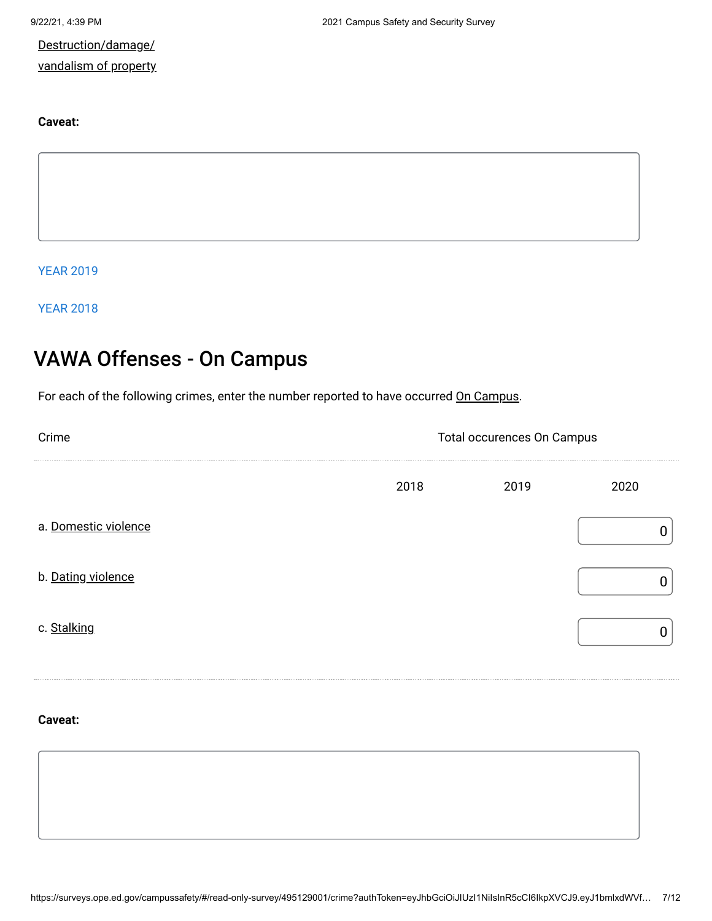Destruction/damage/
vandalism of property

**Caveat:**

YEAR 2019

YEAR 2018

## VAWA Offenses - On Campus

For each of the following crimes, enter the number reported to have occurred On Campus.

| Crime | Total occurences On Campus | | |
|---|---|---|---|
| | 2018 | 2019 | 2020 |
| a. Domestic violence | | | 0 |
| b. Dating violence | | | 0 |
| c. Stalking | | | 0 |

**Caveat:**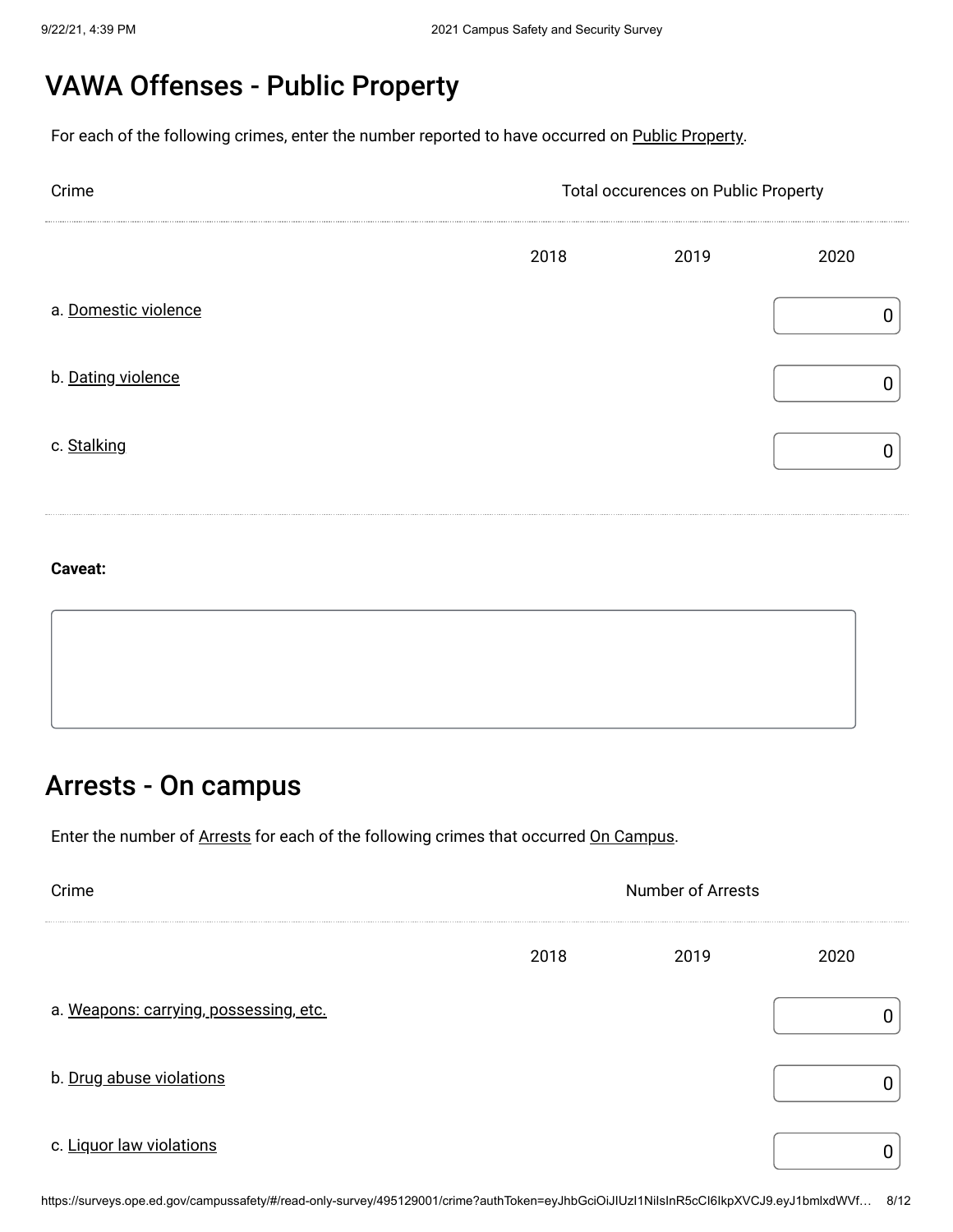## VAWA Offenses - Public Property

For each of the following crimes, enter the number reported to have occurred on Public Property.

| Crime | Total occurences on Public Property | | |
|---|---|---|---|
| | 2018 | 2019 | 2020 |
| a. Domestic violence | | | 0 |
| b. Dating violence | | | 0 |
| c. Stalking | | | 0 |

**Caveat:**

## Arrests - On campus

Enter the number of Arrests for each of the following crimes that occurred On Campus.

| Crime | Number of Arrests | | |
|---|---|---|---|
| | 2018 | 2019 | 2020 |
| a. Weapons: carrying, possessing, etc. | | | 0 |
| b. Drug abuse violations | | | 0 |
| c. Liquor law violations | | | 0 |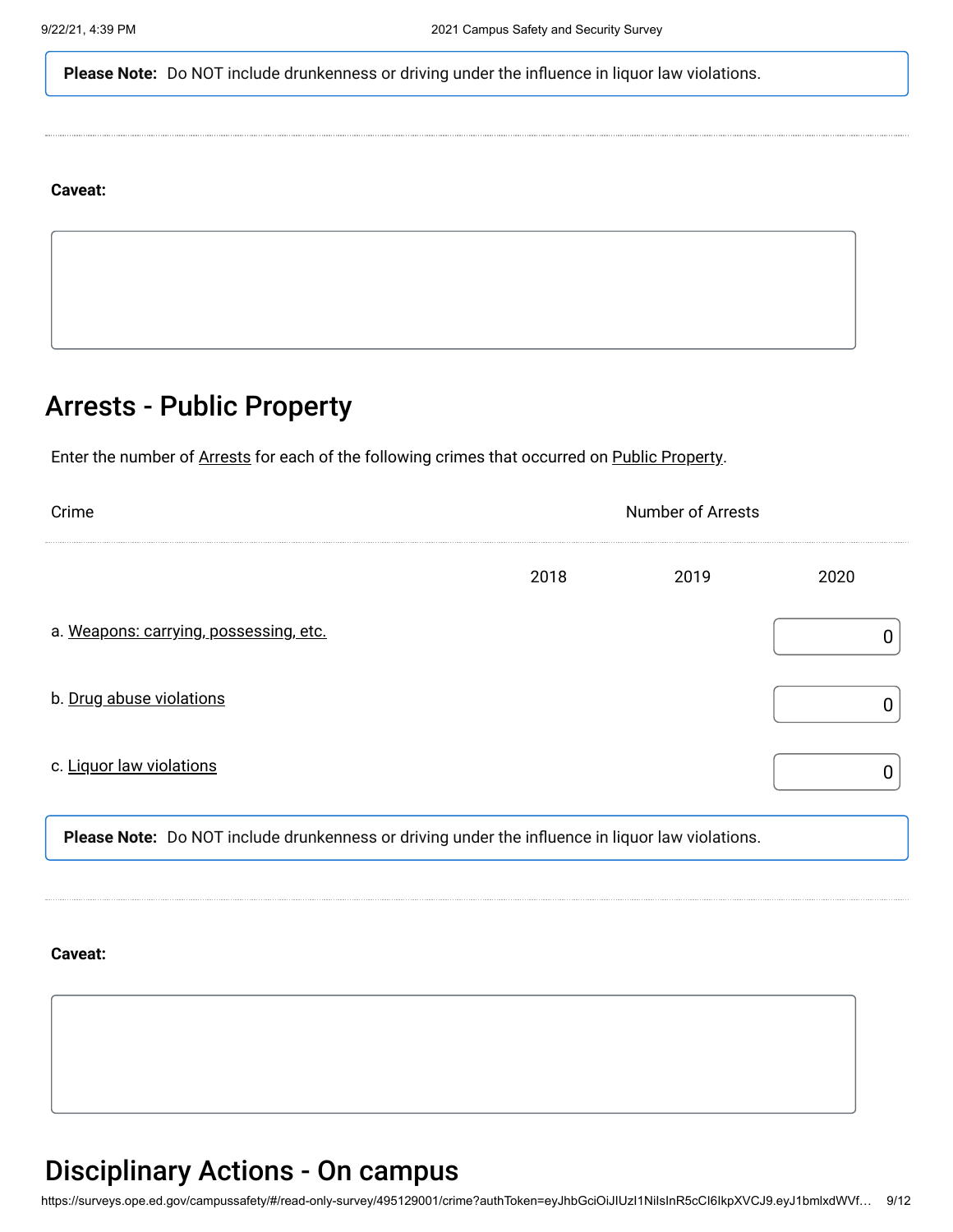**Please Note:** Do NOT include drunkenness or driving under the influence in liquor law violations.

---

**Caveat:**

## Arrests - Public Property

Enter the number of Arrests for each of the following crimes that occurred on Public Property.

| Crime | Number of Arrests | | |
|---|---|---|---|
| | 2018 | 2019 | 2020 |
| a. Weapons: carrying, possessing, etc. | | | 0 |
| b. Drug abuse violations | | | 0 |
| c. Liquor law violations | | | 0 |

**Please Note:** Do NOT include drunkenness or driving under the influence in liquor law violations.

---

**Caveat:**

## Disciplinary Actions - On campus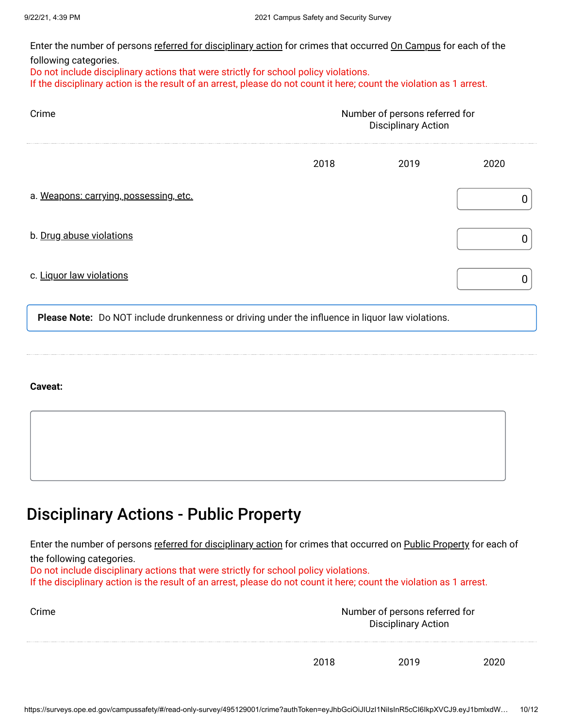Enter the number of persons referred for disciplinary action for crimes that occurred On Campus for each of the following categories.

Do not include disciplinary actions that were strictly for school policy violations.

If the disciplinary action is the result of an arrest, please do not count it here; count the violation as 1 arrest.

| Crime | Number of persons referred for Disciplinary Action | | |
|---|---|---|---|
| | 2018 | 2019 | 2020 |
| a. Weapons: carrying, possessing, etc. | | | 0 |
| b. Drug abuse violations | | | 0 |
| c. Liquor law violations | | | 0 |

**Please Note:** Do NOT include drunkenness or driving under the influence in liquor law violations.

**Caveat:**

## Disciplinary Actions - Public Property

Enter the number of persons referred for disciplinary action for crimes that occurred on Public Property for each of the following categories.

Do not include disciplinary actions that were strictly for school policy violations.

If the disciplinary action is the result of an arrest, please do not count it here; count the violation as 1 arrest.

| Crime | Number of persons referred for Disciplinary Action | | |
|---|---|---|---|
| | 2018 | 2019 | 2020 |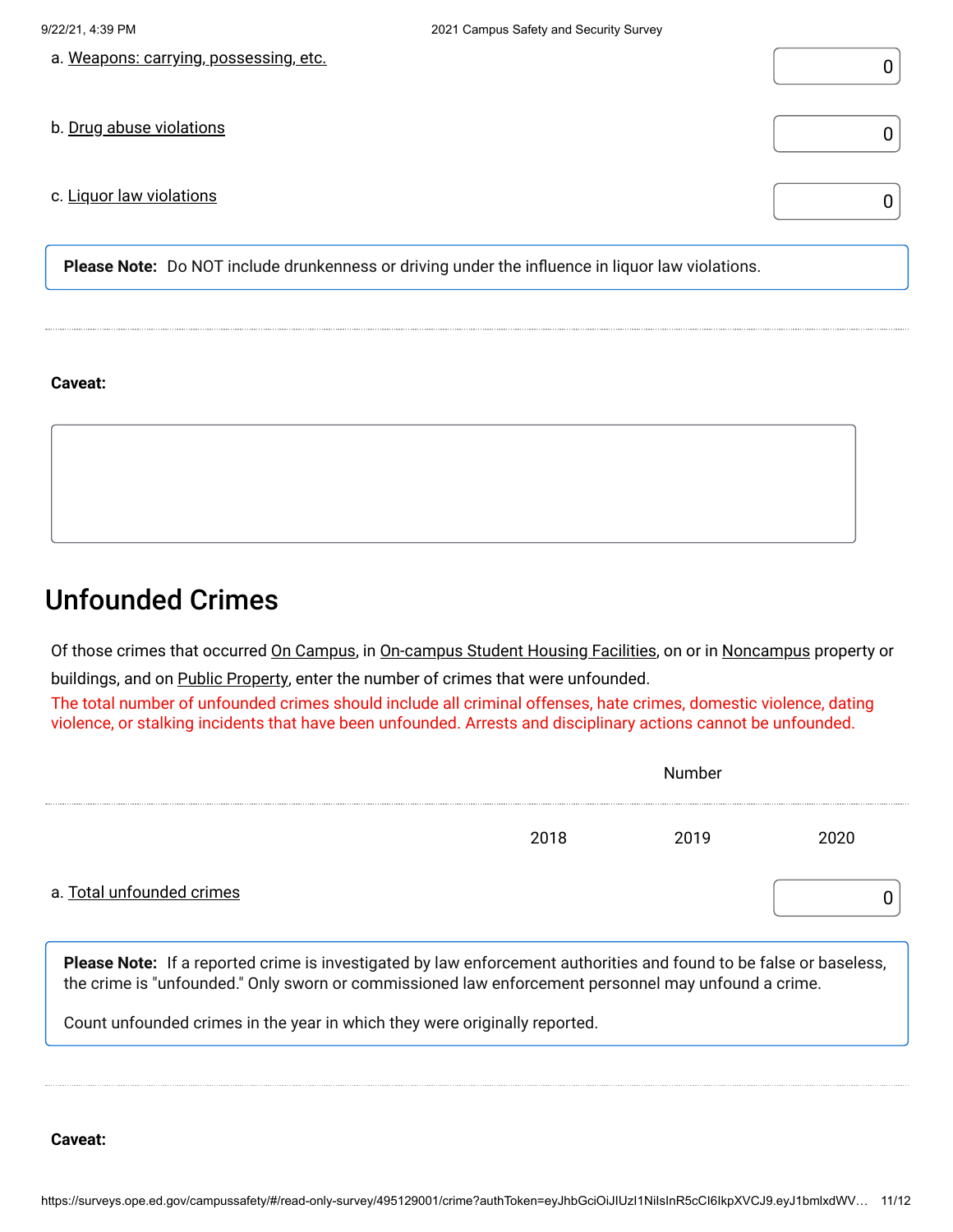a. Weapons: carrying, possessing, etc. | 0

b. Drug abuse violations | 0

c. Liquor law violations | 0

**Please Note:** Do NOT include drunkenness or driving under the influence in liquor law violations.

**Caveat:**

## Unfounded Crimes

Of those crimes that occurred On Campus, in On-campus Student Housing Facilities, on or in Noncampus property or buildings, and on Public Property, enter the number of crimes that were unfounded.

The total number of unfounded crimes should include all criminal offenses, hate crimes, domestic violence, dating violence, or stalking incidents that have been unfounded. Arrests and disciplinary actions cannot be unfounded.

| | Number | | |
|---|---|---|---|
| | 2018 | 2019 | 2020 |
| a. Total unfounded crimes | | | 0 |

**Please Note:** If a reported crime is investigated by law enforcement authorities and found to be false or baseless, the crime is "unfounded." Only sworn or commissioned law enforcement personnel may unfound a crime.

Count unfounded crimes in the year in which they were originally reported.

**Caveat:**